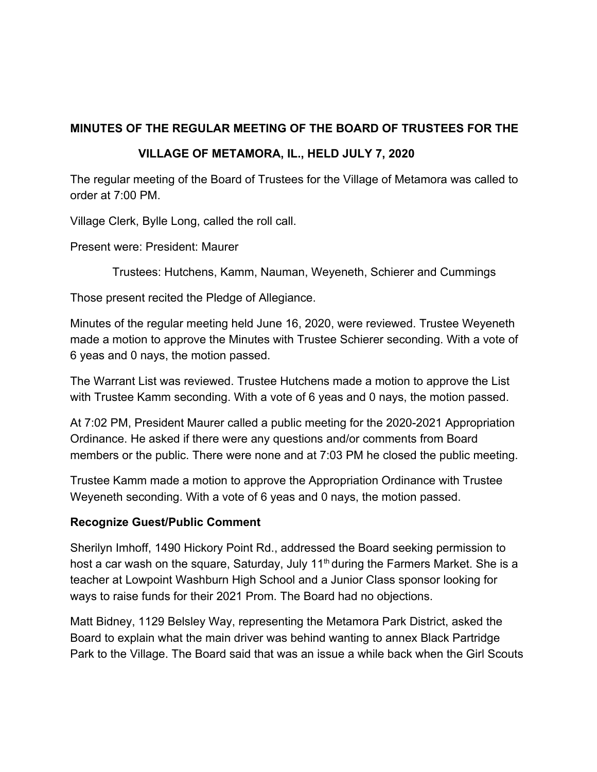**MINUTES OF THE REGULAR MEETING OF THE BOARD OF TRUSTEES FOR THE VILLAGE OF METAMORA, IL., HELD JULY 7, 2020**

The regular meeting of the Board of Trustees for the Village of Metamora was called to order at 7:00 PM.

Village Clerk, Bylle Long, called the roll call.

Present were: President: Maurer

Trustees: Hutchens, Kamm, Nauman, Weyeneth, Schierer and Cummings

Those present recited the Pledge of Allegiance.

Minutes of the regular meeting held June 16, 2020, were reviewed. Trustee Weyeneth made a motion to approve the Minutes with Trustee Schierer seconding. With a vote of 6 yeas and 0 nays, the motion passed.

The Warrant List was reviewed. Trustee Hutchens made a motion to approve the List with Trustee Kamm seconding. With a vote of 6 yeas and 0 nays, the motion passed.

At 7:02 PM, President Maurer called a public meeting for the 2020-2021 Appropriation Ordinance. He asked if there were any questions and/or comments from Board members or the public. There were none and at 7:03 PM he closed the public meeting.

Trustee Kamm made a motion to approve the Appropriation Ordinance with Trustee Weyeneth seconding. With a vote of 6 yeas and 0 nays, the motion passed.

**Recognize Guest/Public Comment**

Sherilyn Imhoff, 1490 Hickory Point Rd., addressed the Board seeking permission to host a car wash on the square, Saturday, July 11th during the Farmers Market. She is a teacher at Lowpoint Washburn High School and a Junior Class sponsor looking for ways to raise funds for their 2021 Prom. The Board had no objections.

Matt Bidney, 1129 Belsley Way, representing the Metamora Park District, asked the Board to explain what the main driver was behind wanting to annex Black Partridge Park to the Village. The Board said that was an issue a while back when the Girl Scouts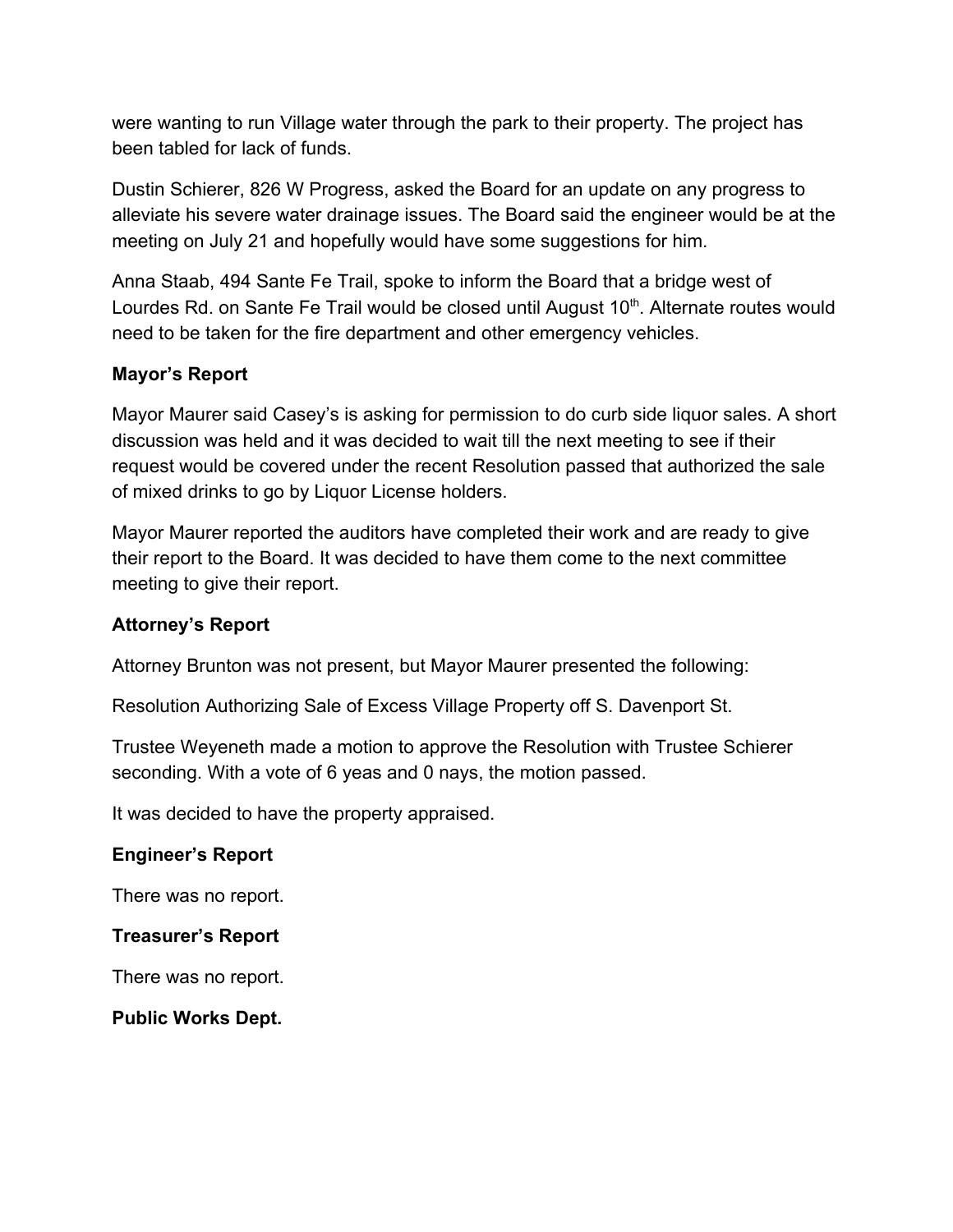were wanting to run Village water through the park to their property. The project has been tabled for lack of funds.

Dustin Schierer, 826 W Progress, asked the Board for an update on any progress to alleviate his severe water drainage issues. The Board said the engineer would be at the meeting on July 21 and hopefully would have some suggestions for him.

Anna Staab, 494 Sante Fe Trail, spoke to inform the Board that a bridge west of Lourdes Rd. on Sante Fe Trail would be closed until August 10th. Alternate routes would need to be taken for the fire department and other emergency vehicles.

**Mayor's Report**

Mayor Maurer said Casey's is asking for permission to do curb side liquor sales. A short discussion was held and it was decided to wait till the next meeting to see if their request would be covered under the recent Resolution passed that authorized the sale of mixed drinks to go by Liquor License holders.

Mayor Maurer reported the auditors have completed their work and are ready to give their report to the Board. It was decided to have them come to the next committee meeting to give their report.

**Attorney's Report**

Attorney Brunton was not present, but Mayor Maurer presented the following:

Resolution Authorizing Sale of Excess Village Property off S. Davenport St.

Trustee Weyeneth made a motion to approve the Resolution with Trustee Schierer seconding. With a vote of 6 yeas and 0 nays, the motion passed.

It was decided to have the property appraised.

**Engineer's Report**

There was no report.

**Treasurer's Report**

There was no report.

**Public Works Dept.**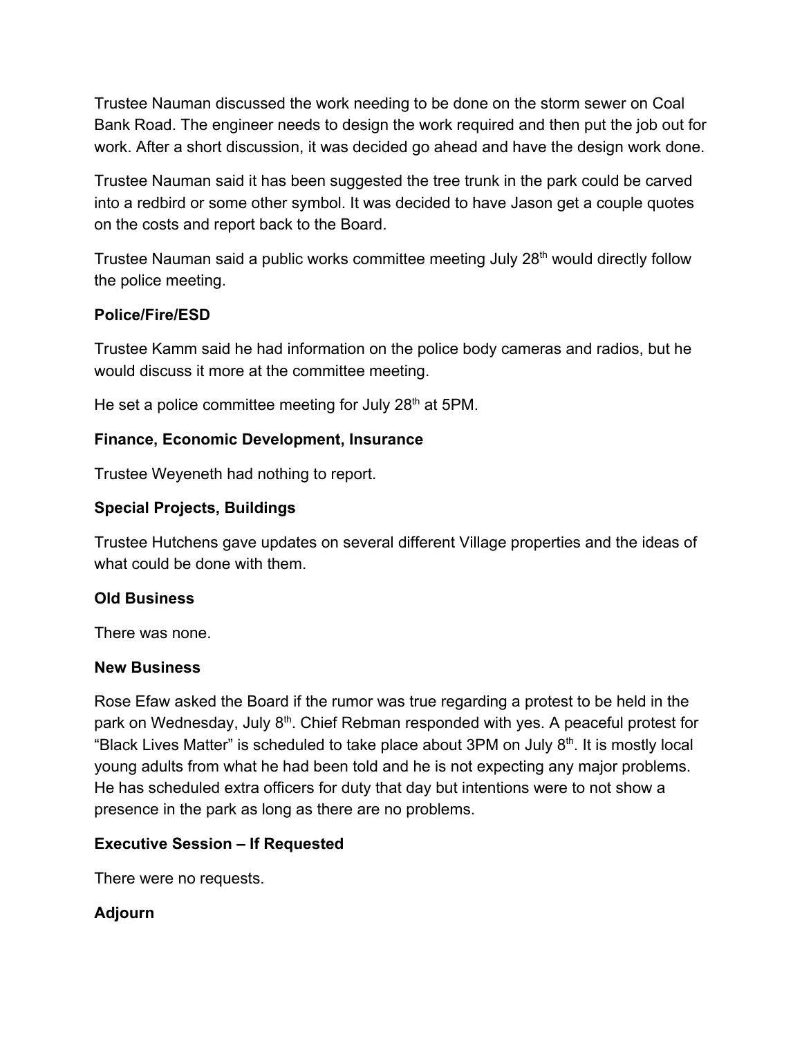Trustee Nauman discussed the work needing to be done on the storm sewer on Coal Bank Road. The engineer needs to design the work required and then put the job out for work. After a short discussion, it was decided go ahead and have the design work done.

Trustee Nauman said it has been suggested the tree trunk in the park could be carved into a redbird or some other symbol. It was decided to have Jason get a couple quotes on the costs and report back to the Board.

Trustee Nauman said a public works committee meeting July 28th would directly follow the police meeting.

**Police/Fire/ESD**

Trustee Kamm said he had information on the police body cameras and radios, but he would discuss it more at the committee meeting.

He set a police committee meeting for July 28th at 5PM.

**Finance, Economic Development, Insurance**

Trustee Weyeneth had nothing to report.

**Special Projects, Buildings**

Trustee Hutchens gave updates on several different Village properties and the ideas of what could be done with them.

**Old Business**

There was none.

**New Business**

Rose Efaw asked the Board if the rumor was true regarding a protest to be held in the park on Wednesday, July 8th. Chief Rebman responded with yes. A peaceful protest for "Black Lives Matter" is scheduled to take place about 3PM on July 8th. It is mostly local young adults from what he had been told and he is not expecting any major problems. He has scheduled extra officers for duty that day but intentions were to not show a presence in the park as long as there are no problems.

**Executive Session – If Requested**

There were no requests.

**Adjourn**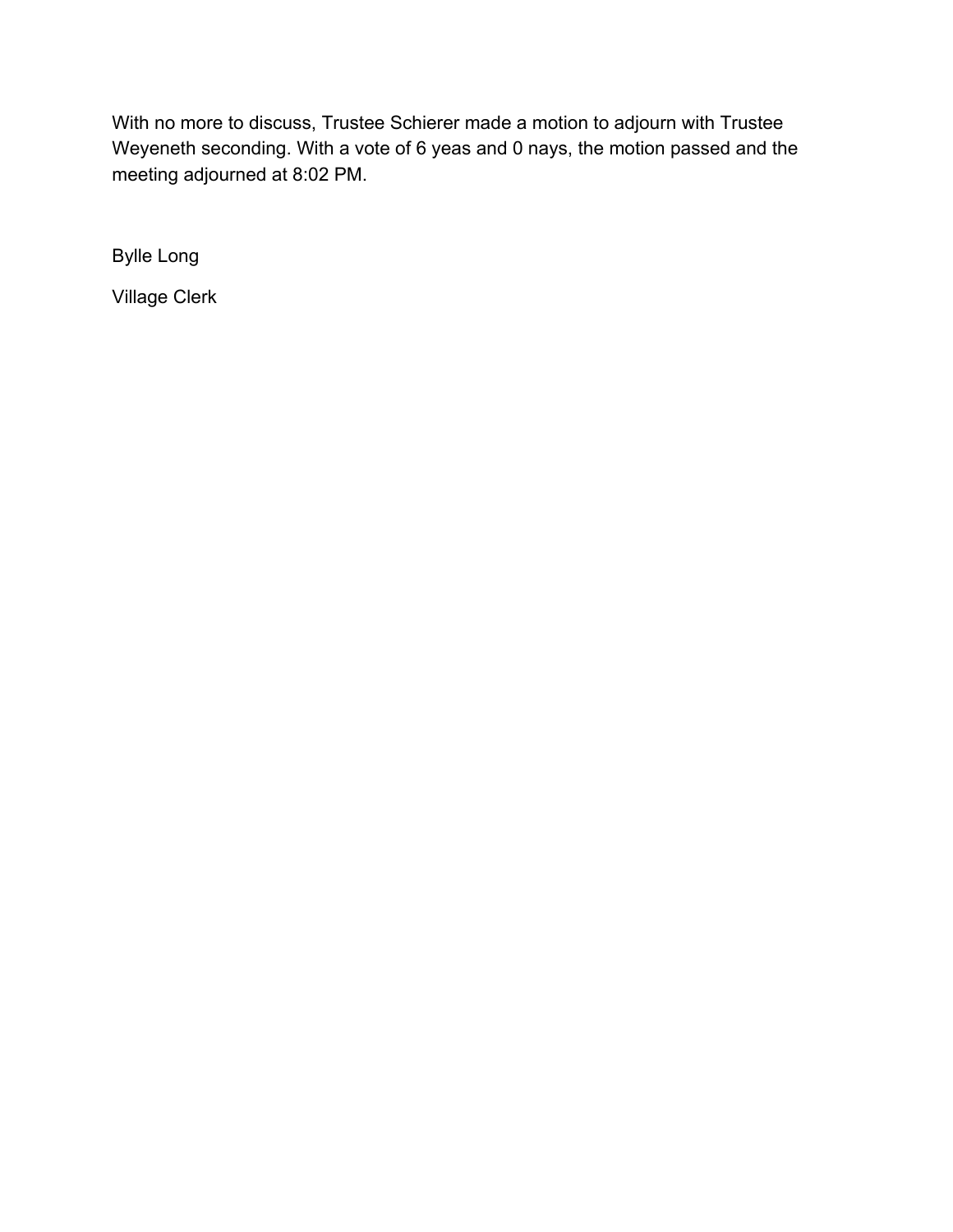With no more to discuss, Trustee Schierer made a motion to adjourn with Trustee Weyeneth seconding. With a vote of 6 yeas and 0 nays, the motion passed and the meeting adjourned at 8:02 PM.

Bylle Long

Village Clerk